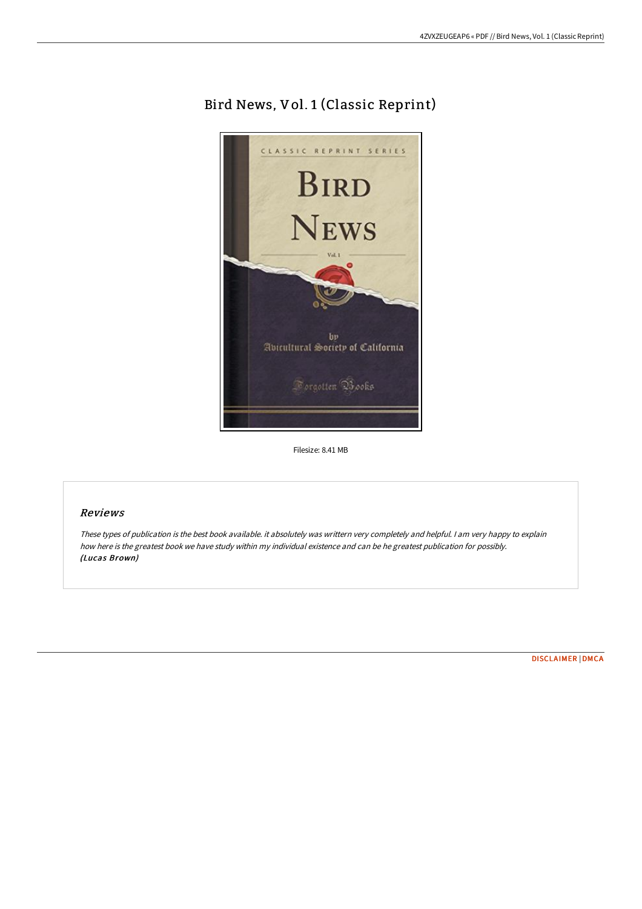# Bird News, Vol. 1 (Classic Reprint)

Filesize: 8.41 MB

## Reviews

*These types of publication is the best book available. it absolutely was writtern very completely and helpful. I am very happy to explain how here is the greatest book we have study within my individual existence and can be he greatest publication for possibly.*
***(Lucas Brown)***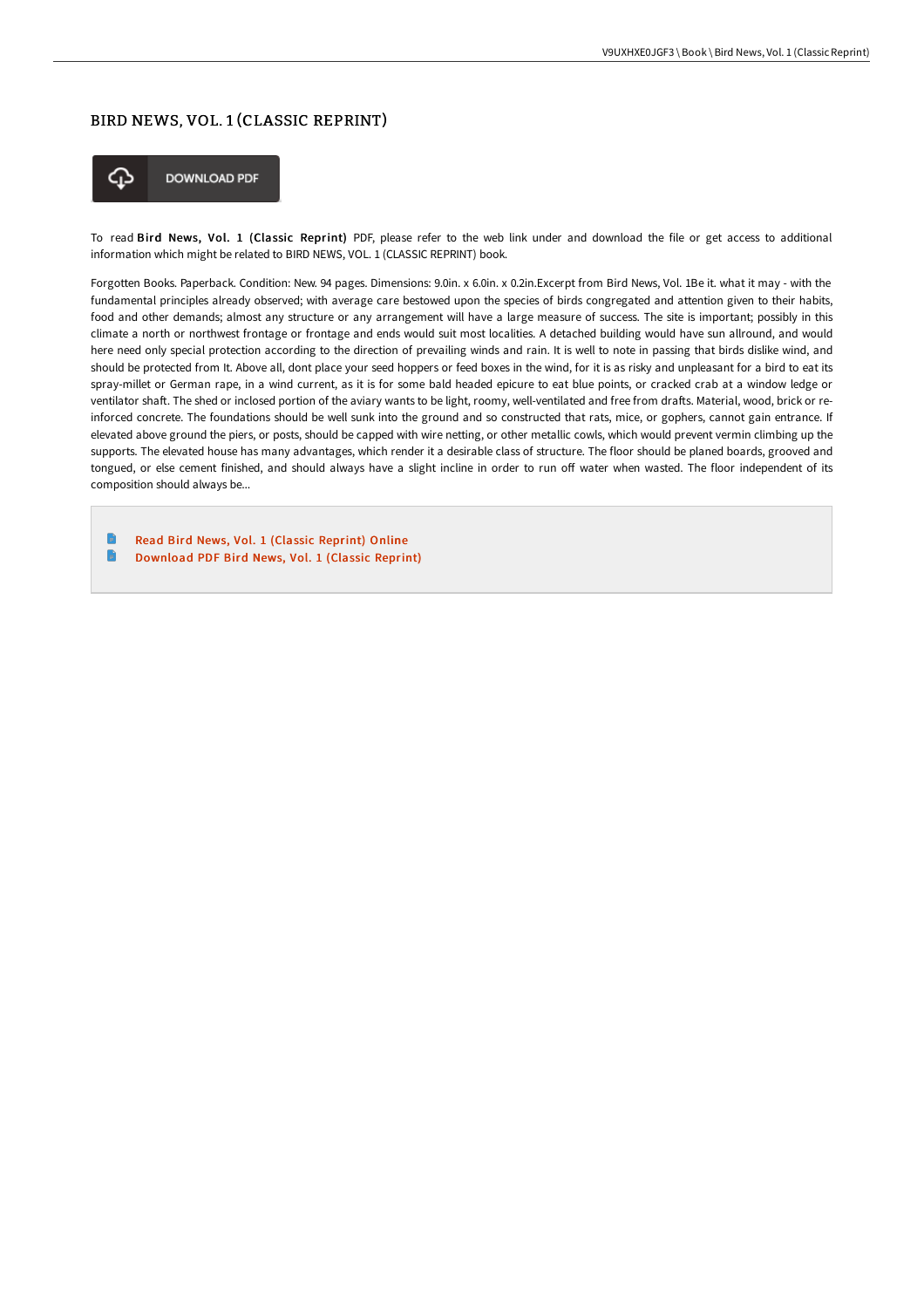# BIRD NEWS, VOL. 1 (CLASSIC REPRINT)

DOWNLOAD PDF

To read **Bird News, Vol. 1 (Classic Reprint)** PDF, please refer to the web link under and download the file or get access to additional information which might be related to BIRD NEWS, VOL. 1 (CLASSIC REPRINT) book.

Forgotten Books. Paperback. Condition: New. 94 pages. Dimensions: 9.0in. x 6.0in. x 0.2in.Excerpt from Bird News, Vol. 1Be it. what it may - with the fundamental principles already observed; with average care bestowed upon the species of birds congregated and attention given to their habits, food and other demands; almost any structure or any arrangement will have a large measure of success. The site is important; possibly in this climate a north or northwest frontage or frontage and ends would suit most localities. A detached building would have sun allround, and would here need only special protection according to the direction of prevailing winds and rain. It is well to note in passing that birds dislike wind, and should be protected from It. Above all, dont place your seed hoppers or feed boxes in the wind, for it is as risky and unpleasant for a bird to eat its spray-millet or German rape, in a wind current, as it is for some bald headed epicure to eat blue points, or cracked crab at a window ledge or ventilator shaft. The shed or inclosed portion of the aviary wants to be light, roomy, well-ventilated and free from drafts. Material, wood, brick or re-inforced concrete. The foundations should be well sunk into the ground and so constructed that rats, mice, or gophers, cannot gain entrance. If elevated above ground the piers, or posts, should be capped with wire netting, or other metallic cowls, which would prevent vermin climbing up the supports. The elevated house has many advantages, which render it a desirable class of structure. The floor should be planed boards, grooved and tongued, or else cement finished, and should always have a slight incline in order to run off water when wasted. The floor independent of its composition should always be...

- Read Bird News, Vol. 1 (Classic Reprint) Online
- Download PDF Bird News, Vol. 1 (Classic Reprint)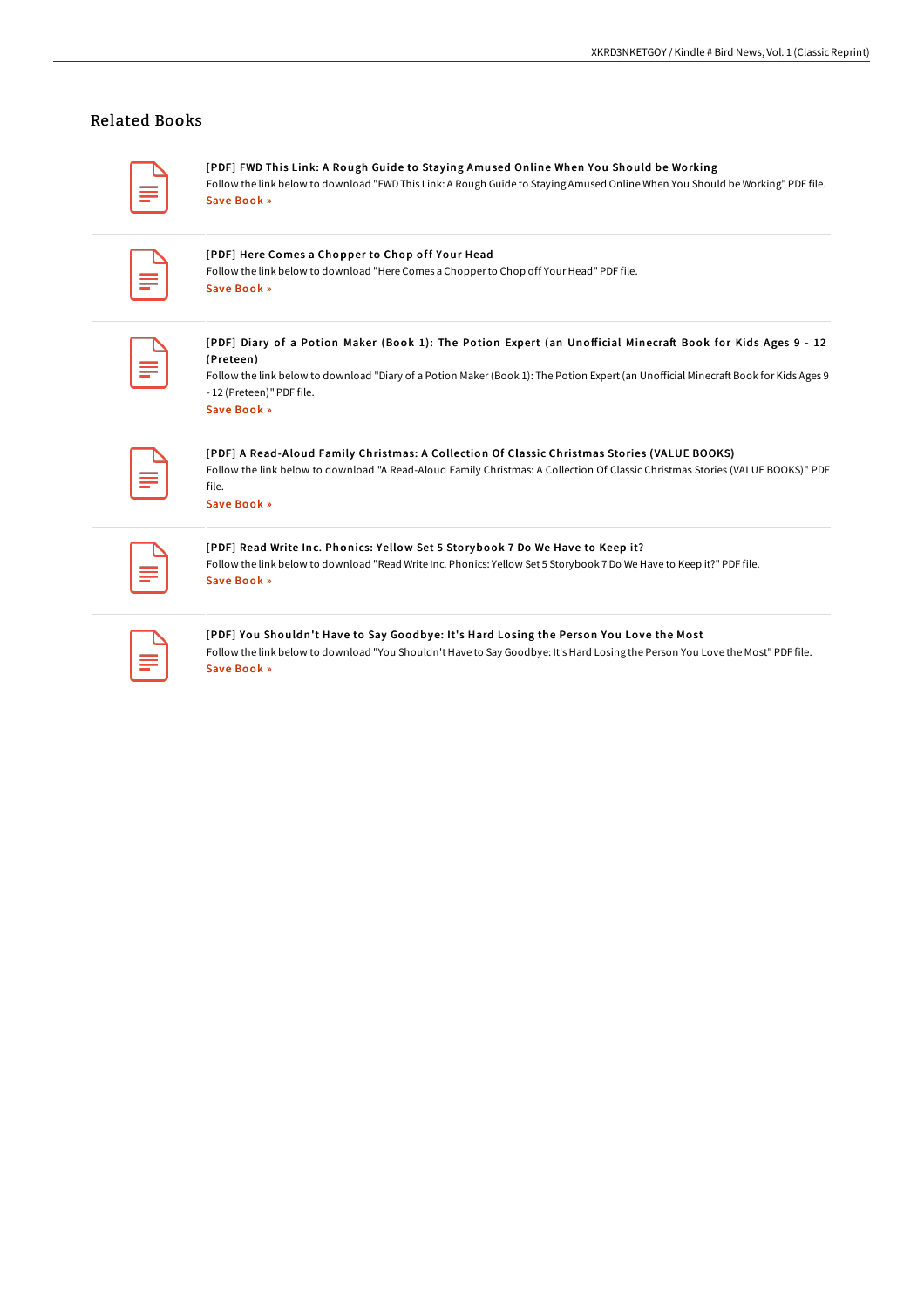## Related Books

**[PDF] FWD This Link: A Rough Guide to Staying Amused Online When You Should be Working**
Follow the link below to download "FWD This Link: A Rough Guide to Staying Amused Online When You Should be Working" PDF file.
Save Book »

**[PDF] Here Comes a Chopper to Chop off Your Head**
Follow the link below to download "Here Comes a Chopper to Chop off Your Head" PDF file.
Save Book »

**[PDF] Diary of a Potion Maker (Book 1): The Potion Expert (an Unofficial Minecraft Book for Kids Ages 9 - 12 (Preteen)**
Follow the link below to download "Diary of a Potion Maker (Book 1): The Potion Expert (an Unofficial Minecraft Book for Kids Ages 9 - 12 (Preteen)" PDF file.
Save Book »

**[PDF] A Read-Aloud Family Christmas: A Collection Of Classic Christmas Stories (VALUE BOOKS)**
Follow the link below to download "A Read-Aloud Family Christmas: A Collection Of Classic Christmas Stories (VALUE BOOKS)" PDF file.
Save Book »

**[PDF] Read Write Inc. Phonics: Yellow Set 5 Storybook 7 Do We Have to Keep it?**
Follow the link below to download "Read Write Inc. Phonics: Yellow Set 5 Storybook 7 Do We Have to Keep it?" PDF file.
Save Book »

**[PDF] You Shouldn't Have to Say Goodbye: It's Hard Losing the Person You Love the Most**
Follow the link below to download "You Shouldn't Have to Say Goodbye: It's Hard Losing the Person You Love the Most" PDF file.
Save Book »